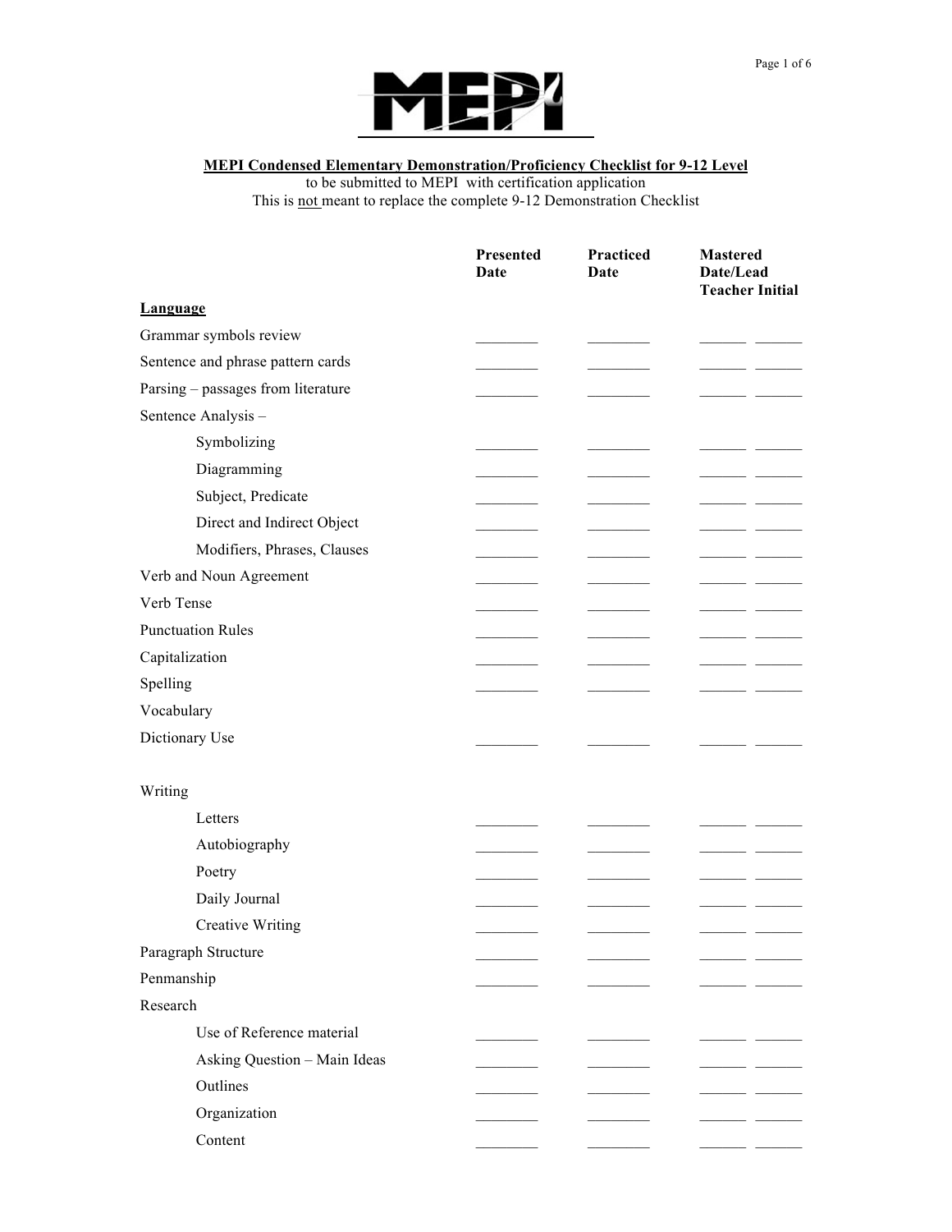MEPI

**MEPI Condensed Elementary Demonstration/Proficiency Checklist for 9-12 Level**

to be submitted to MEPI with certification application

This is not meant to replace the complete 9-12 Demonstration Checklist

| | Presented Date | Practiced Date | Mastered Date/Lead Teacher Initial | |
|---|---|---|---|---|
| **Language** | | | | |
| Grammar symbols review | ________ | ________ | ______ | ______ |
| Sentence and phrase pattern cards | ________ | ________ | ______ | ______ |
| Parsing – passages from literature | ________ | ________ | ______ | ______ |
| Sentence Analysis – | | | | |
| Symbolizing | ________ | ________ | ______ | ______ |
| Diagramming | ________ | ________ | ______ | ______ |
| Subject, Predicate | ________ | ________ | ______ | ______ |
| Direct and Indirect Object | ________ | ________ | ______ | ______ |
| Modifiers, Phrases, Clauses | ________ | ________ | ______ | ______ |
| Verb and Noun Agreement | ________ | ________ | ______ | ______ |
| Verb Tense | ________ | ________ | ______ | ______ |
| Punctuation Rules | ________ | ________ | ______ | ______ |
| Capitalization | ________ | ________ | ______ | ______ |
| Spelling | ________ | ________ | ______ | ______ |
| Vocabulary | | | | |
| Dictionary Use | ________ | ________ | ______ | ______ |
| Writing | | | | |
| Letters | ________ | ________ | ______ | ______ |
| Autobiography | ________ | ________ | ______ | ______ |
| Poetry | ________ | ________ | ______ | ______ |
| Daily Journal | ________ | ________ | ______ | ______ |
| Creative Writing | ________ | ________ | ______ | ______ |
| Paragraph Structure | ________ | ________ | ______ | ______ |
| Penmanship | ________ | ________ | ______ | ______ |
| Research | | | | |
| Use of Reference material | ________ | ________ | ______ | ______ |
| Asking Question – Main Ideas | ________ | ________ | ______ | ______ |
| Outlines | ________ | ________ | ______ | ______ |
| Organization | ________ | ________ | ______ | ______ |
| Content | ________ | ________ | ______ | ______ |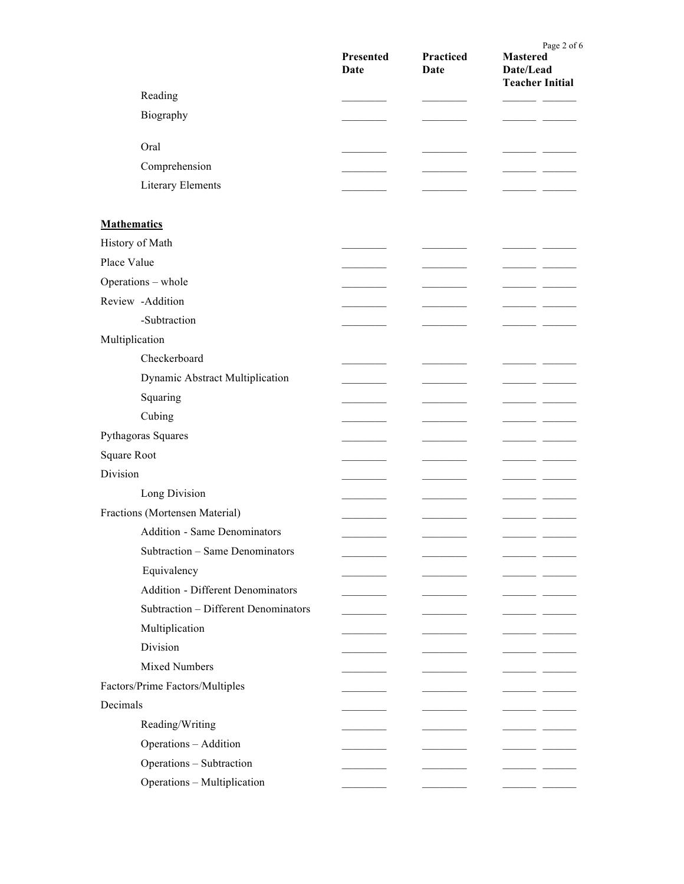| | Presented Date | Practiced Date | Mastered Date/Lead Teacher Initial | |
|---|---|---|---|---|
| Reading | | | | |
| Biography | | | | |
| Oral | | | | |
| Comprehension | | | | |
| Literary Elements | | | | |
| **Mathematics** | | | | |
| History of Math | | | | |
| Place Value | | | | |
| Operations – whole | | | | |
| Review -Addition | | | | |
| -Subtraction | | | | |
| Multiplication | | | | |
| Checkerboard | | | | |
| Dynamic Abstract Multiplication | | | | |
| Squaring | | | | |
| Cubing | | | | |
| Pythagoras Squares | | | | |
| Square Root | | | | |
| Division | | | | |
| Long Division | | | | |
| Fractions (Mortensen Material) | | | | |
| Addition - Same Denominators | | | | |
| Subtraction – Same Denominators | | | | |
| Equivalency | | | | |
| Addition - Different Denominators | | | | |
| Subtraction – Different Denominators | | | | |
| Multiplication | | | | |
| Division | | | | |
| Mixed Numbers | | | | |
| Factors/Prime Factors/Multiples | | | | |
| Decimals | | | | |
| Reading/Writing | | | | |
| Operations – Addition | | | | |
| Operations – Subtraction | | | | |
| Operations – Multiplication | | | | |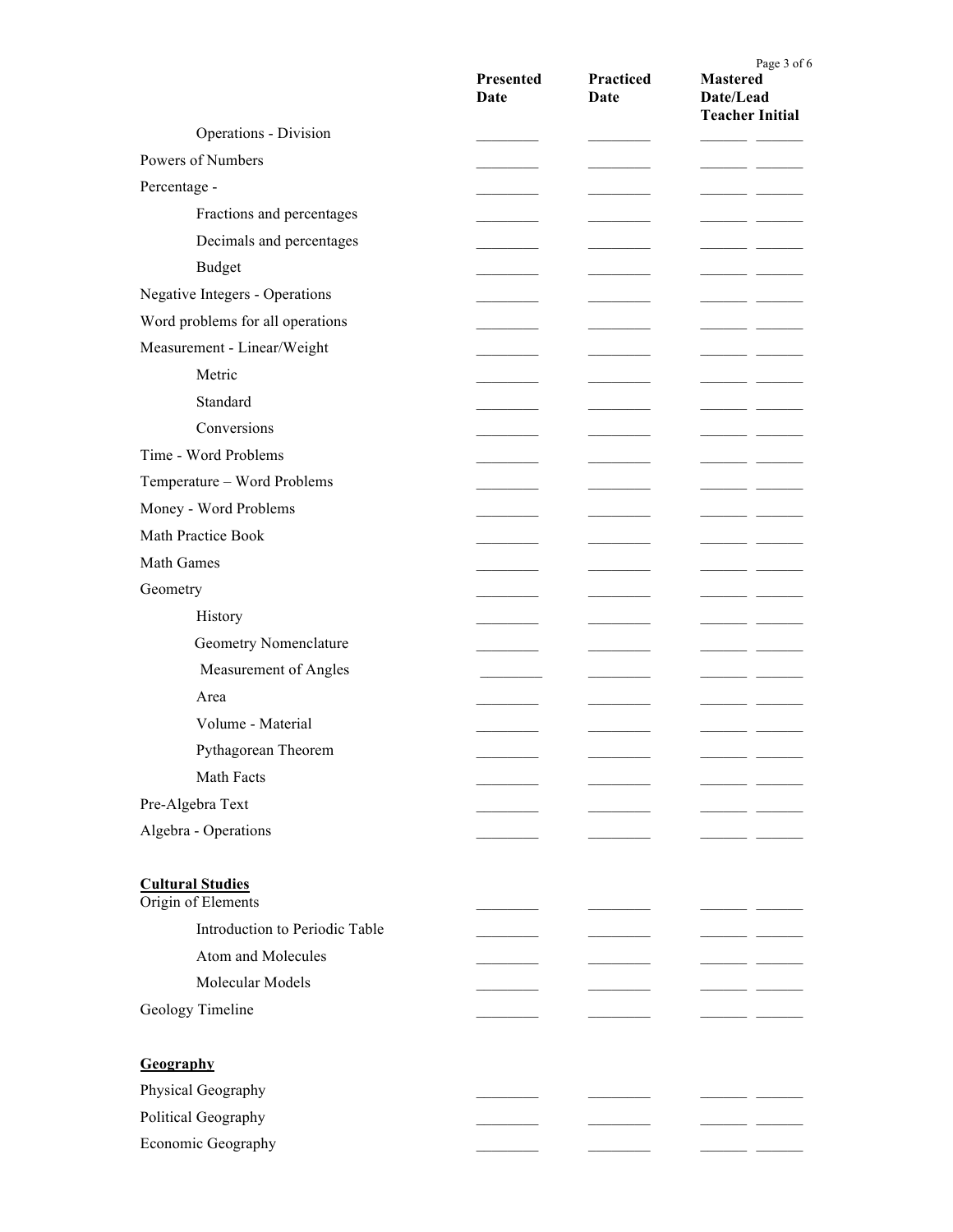| | Presented Date | Practiced Date | Mastered Date/Lead Teacher Initial | |
|---|---|---|---|---|
| Operations - Division | ________ | ________ | ______ | ______ |
| Powers of Numbers | ________ | ________ | ______ | ______ |
| Percentage - | ________ | ________ | ______ | ______ |
| Fractions and percentages | ________ | ________ | ______ | ______ |
| Decimals and percentages | ________ | ________ | ______ | ______ |
| Budget | ________ | ________ | ______ | ______ |
| Negative Integers - Operations | ________ | ________ | ______ | ______ |
| Word problems for all operations | ________ | ________ | ______ | ______ |
| Measurement - Linear/Weight | ________ | ________ | ______ | ______ |
| Metric | ________ | ________ | ______ | ______ |
| Standard | ________ | ________ | ______ | ______ |
| Conversions | ________ | ________ | ______ | ______ |
| Time - Word Problems | ________ | ________ | ______ | ______ |
| Temperature – Word Problems | ________ | ________ | ______ | ______ |
| Money - Word Problems | ________ | ________ | ______ | ______ |
| Math Practice Book | ________ | ________ | ______ | ______ |
| Math Games | ________ | ________ | ______ | ______ |
| Geometry | ________ | ________ | ______ | ______ |
| History | ________ | ________ | ______ | ______ |
| Geometry Nomenclature | ________ | ________ | ______ | ______ |
| Measurement of Angles | ________ | ________ | ______ | ______ |
| Area | ________ | ________ | ______ | ______ |
| Volume - Material | ________ | ________ | ______ | ______ |
| Pythagorean Theorem | ________ | ________ | ______ | ______ |
| Math Facts | ________ | ________ | ______ | ______ |
| Pre-Algebra Text | ________ | ________ | ______ | ______ |
| Algebra - Operations | ________ | ________ | ______ | ______ |

**Cultural Studies**

| | | | | |
|---|---|---|---|---|
| Origin of Elements | ________ | ________ | ______ | ______ |
| Introduction to Periodic Table | ________ | ________ | ______ | ______ |
| Atom and Molecules | ________ | ________ | ______ | ______ |
| Molecular Models | ________ | ________ | ______ | ______ |
| Geology Timeline | ________ | ________ | ______ | ______ |

**Geography**

| | | | | |
|---|---|---|---|---|
| Physical Geography | ________ | ________ | ______ | ______ |
| Political Geography | ________ | ________ | ______ | ______ |
| Economic Geography | ________ | ________ | ______ | ______ |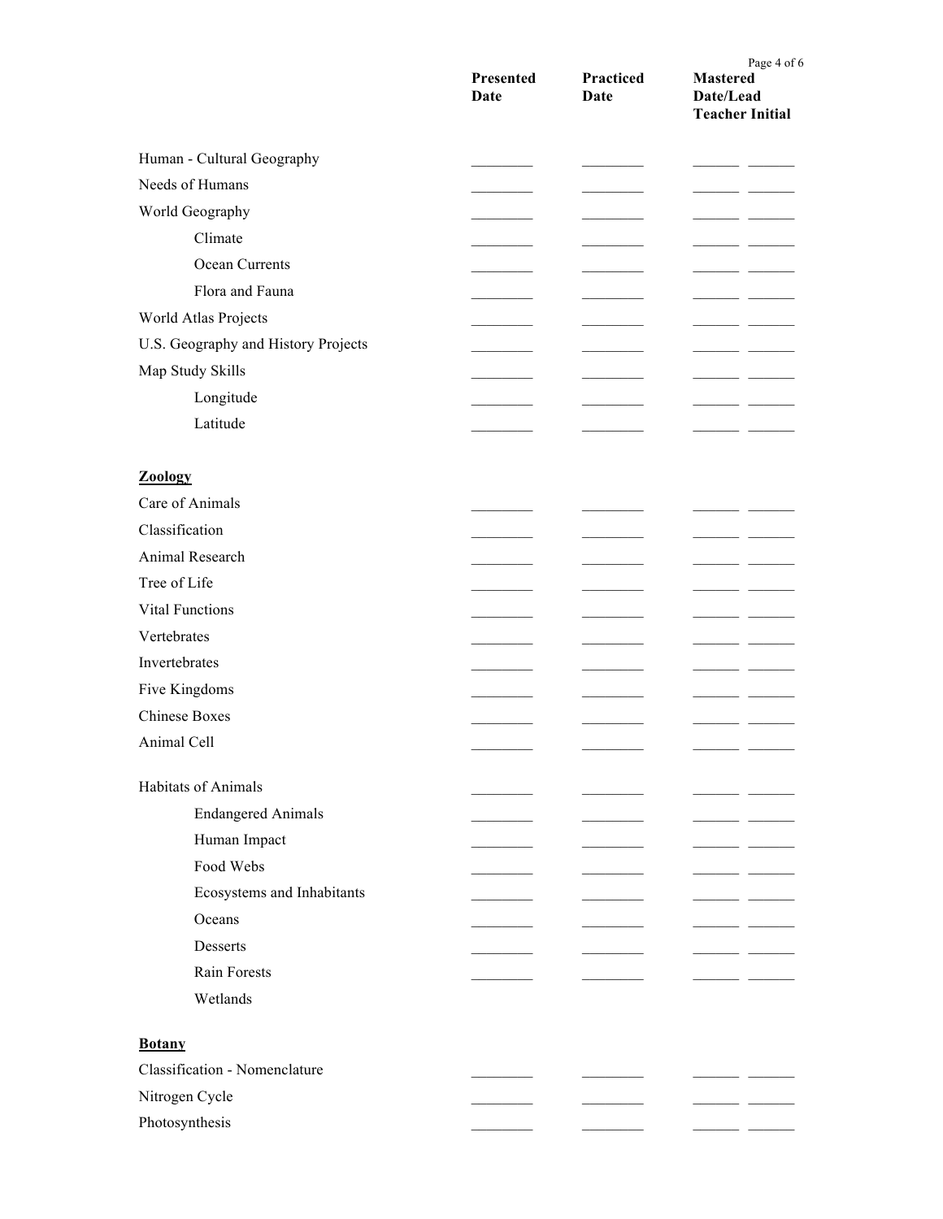| | Presented Date | Practiced Date | Mastered Date/Lead Teacher Initial | |
|---|---|---|---|---|
| Human - Cultural Geography | ________ | ________ | ______ | ______ |
| Needs of Humans | ________ | ________ | ______ | ______ |
| World Geography | ________ | ________ | ______ | ______ |
| Climate | ________ | ________ | ______ | ______ |
| Ocean Currents | ________ | ________ | ______ | ______ |
| Flora and Fauna | ________ | ________ | ______ | ______ |
| World Atlas Projects | ________ | ________ | ______ | ______ |
| U.S. Geography and History Projects | ________ | ________ | ______ | ______ |
| Map Study Skills | ________ | ________ | ______ | ______ |
| Longitude | ________ | ________ | ______ | ______ |
| Latitude | ________ | ________ | ______ | ______ |

## Zoology

| | Presented Date | Practiced Date | Mastered Date/Lead Teacher Initial | |
|---|---|---|---|---|
| Care of Animals | ________ | ________ | ______ | ______ |
| Classification | ________ | ________ | ______ | ______ |
| Animal Research | ________ | ________ | ______ | ______ |
| Tree of Life | ________ | ________ | ______ | ______ |
| Vital Functions | ________ | ________ | ______ | ______ |
| Vertebrates | ________ | ________ | ______ | ______ |
| Invertebrates | ________ | ________ | ______ | ______ |
| Five Kingdoms | ________ | ________ | ______ | ______ |
| Chinese Boxes | ________ | ________ | ______ | ______ |
| Animal Cell | ________ | ________ | ______ | ______ |
| Habitats of Animals | ________ | ________ | ______ | ______ |
| Endangered Animals | ________ | ________ | ______ | ______ |
| Human Impact | ________ | ________ | ______ | ______ |
| Food Webs | ________ | ________ | ______ | ______ |
| Ecosystems and Inhabitants | ________ | ________ | ______ | ______ |
| Oceans | ________ | ________ | ______ | ______ |
| Desserts | ________ | ________ | ______ | ______ |
| Rain Forests | ________ | ________ | ______ | ______ |
| Wetlands | | | | |

## Botany

| | Presented Date | Practiced Date | Mastered Date/Lead Teacher Initial | |
|---|---|---|---|---|
| Classification - Nomenclature | ________ | ________ | ______ | ______ |
| Nitrogen Cycle | ________ | ________ | ______ | ______ |
| Photosynthesis | ________ | ________ | ______ | ______ |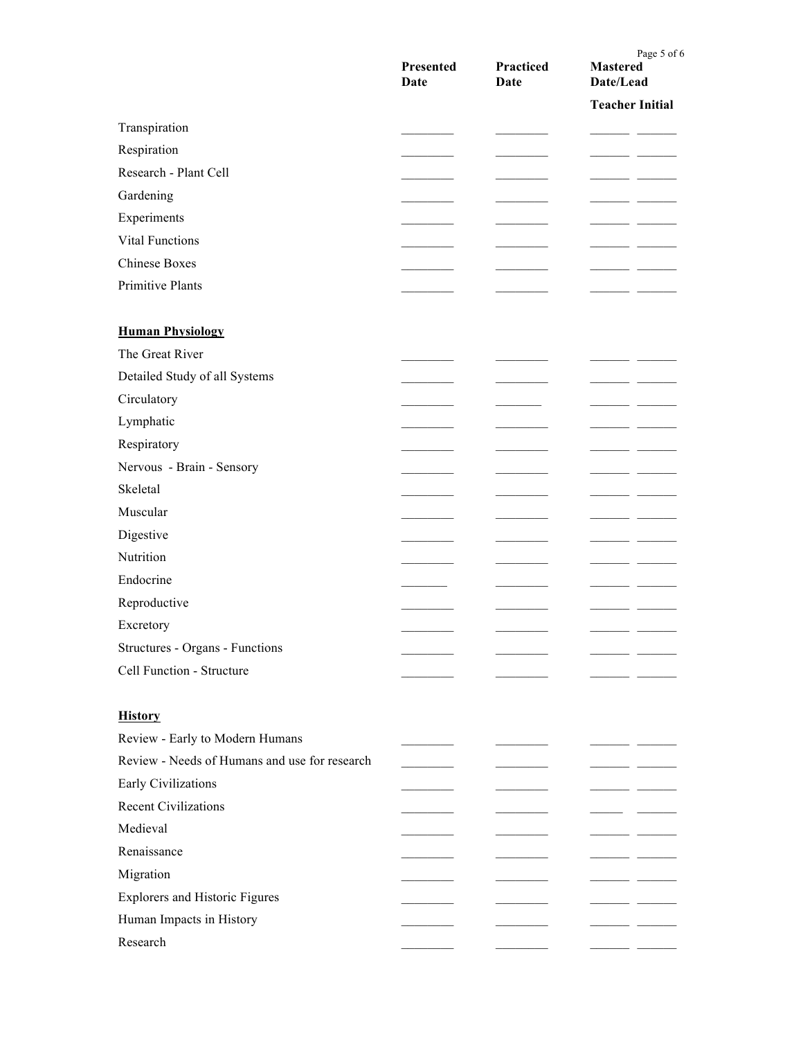| | Presented Date | Practiced Date | Mastered Date/Lead | Teacher Initial |
|---|---|---|---|---|
| Transpiration | | | | |
| Respiration | | | | |
| Research - Plant Cell | | | | |
| Gardening | | | | |
| Experiments | | | | |
| Vital Functions | | | | |
| Chinese Boxes | | | | |
| Primitive Plants | | | | |

**Human Physiology**

| | Presented Date | Practiced Date | Mastered Date/Lead | Teacher Initial |
|---|---|---|---|---|
| The Great River | | | | |
| Detailed Study of all Systems | | | | |
| Circulatory | | | | |
| Lymphatic | | | | |
| Respiratory | | | | |
| Nervous - Brain - Sensory | | | | |
| Skeletal | | | | |
| Muscular | | | | |
| Digestive | | | | |
| Nutrition | | | | |
| Endocrine | | | | |
| Reproductive | | | | |
| Excretory | | | | |
| Structures - Organs - Functions | | | | |
| Cell Function - Structure | | | | |

**History**

| | Presented Date | Practiced Date | Mastered Date/Lead | Teacher Initial |
|---|---|---|---|---|
| Review - Early to Modern Humans | | | | |
| Review - Needs of Humans and use for research | | | | |
| Early Civilizations | | | | |
| Recent Civilizations | | | | |
| Medieval | | | | |
| Renaissance | | | | |
| Migration | | | | |
| Explorers and Historic Figures | | | | |
| Human Impacts in History | | | | |
| Research | | | | |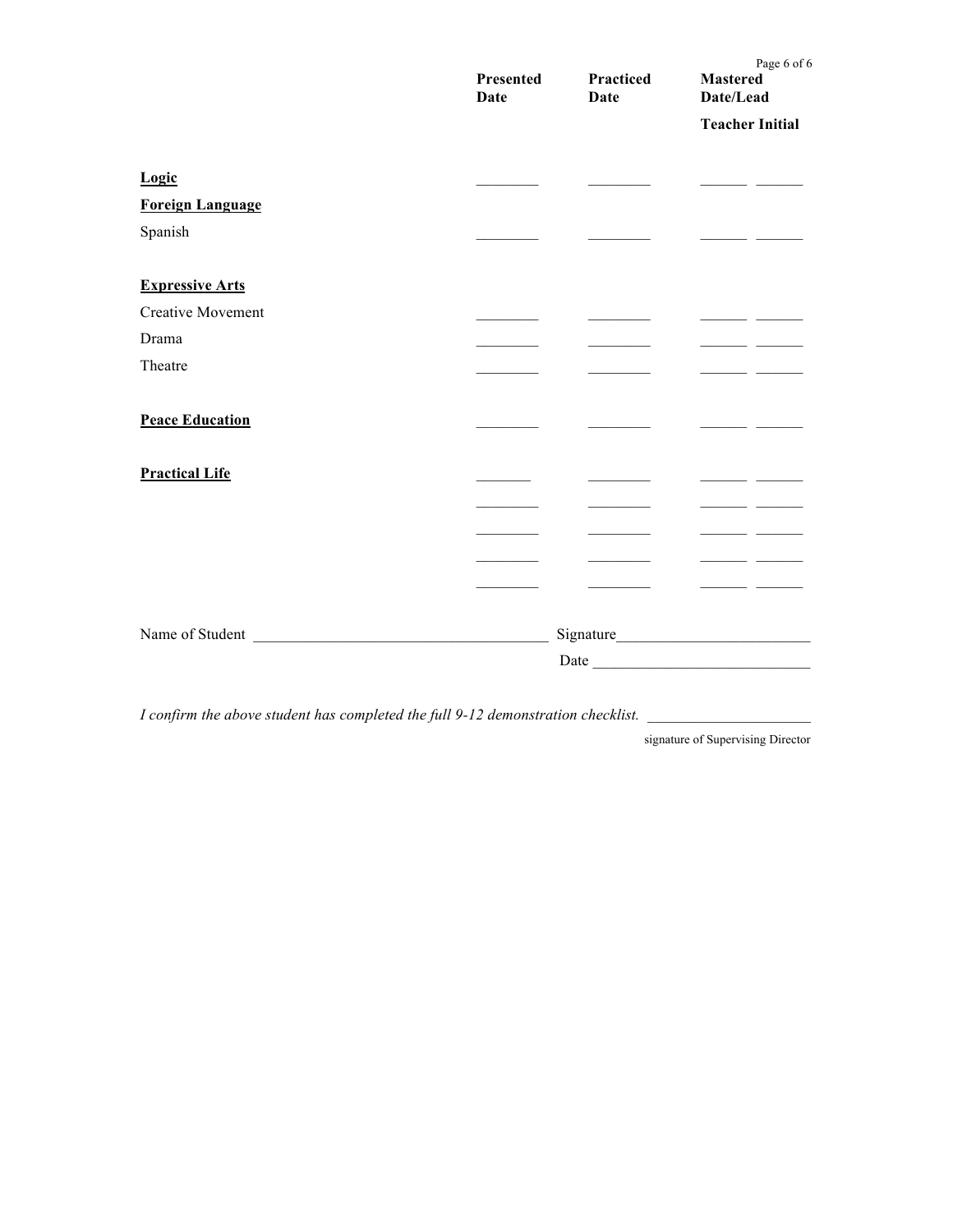| | Presented Date | Practiced Date | Mastered Date/Lead Teacher Initial | |
|---|---|---|---|---|
| **Logic** | ________ | ________ | ______ | ______ |
| **Foreign Language** | | | | |
| Spanish | ________ | ________ | ______ | ______ |
| **Expressive Arts** | | | | |
| Creative Movement | ________ | ________ | ______ | ______ |
| Drama | ________ | ________ | ______ | ______ |
| Theatre | ________ | ________ | ______ | ______ |
| **Peace Education** | ________ | ________ | ______ | ______ |
| **Practical Life** | _______ | ________ | ______ | ______ |
| | ________ | ________ | ______ | ______ |
| | ________ | ________ | ______ | ______ |
| | ________ | ________ | ______ | ______ |
| | ________ | ________ | ______ | ______ |

Name of Student _____________________________________ Signature________________________

Date ___________________________

*I confirm the above student has completed the full 9-12 demonstration checklist.* ____________________

signature of Supervising Director